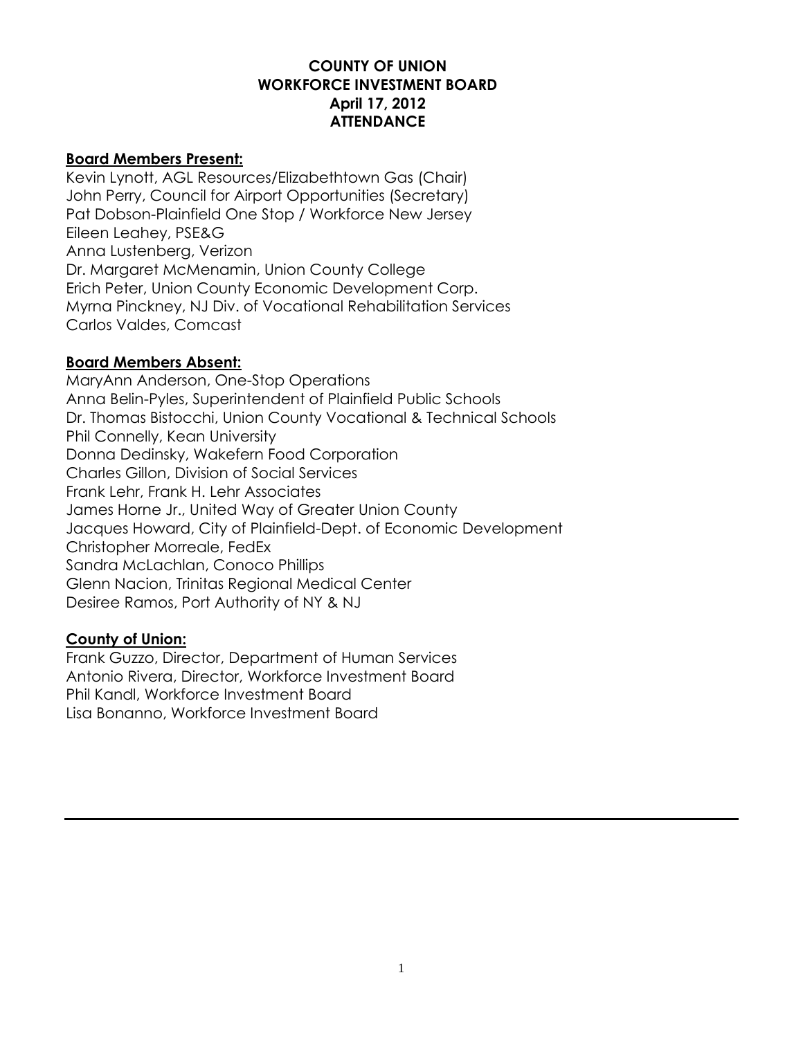# COUNTY OF UNION
## WORKFORCE INVESTMENT BOARD
### April 17, 2012
### ATTENDANCE

**Board Members Present:**

Kevin Lynott, AGL Resources/Elizabethtown Gas (Chair)
John Perry, Council for Airport Opportunities (Secretary)
Pat Dobson-Plainfield One Stop / Workforce New Jersey
Eileen Leahey, PSE&G
Anna Lustenberg, Verizon
Dr. Margaret McMenamin, Union County College
Erich Peter, Union County Economic Development Corp.
Myrna Pinckney, NJ Div. of Vocational Rehabilitation Services
Carlos Valdes, Comcast

**Board Members Absent:**

MaryAnn Anderson, One-Stop Operations
Anna Belin-Pyles, Superintendent of Plainfield Public Schools
Dr. Thomas Bistocchi, Union County Vocational & Technical Schools
Phil Connelly, Kean University
Donna Dedinsky, Wakefern Food Corporation
Charles Gillon, Division of Social Services
Frank Lehr, Frank H. Lehr Associates
James Horne Jr., United Way of Greater Union County
Jacques Howard, City of Plainfield-Dept. of Economic Development
Christopher Morreale, FedEx
Sandra McLachlan, Conoco Phillips
Glenn Nacion, Trinitas Regional Medical Center
Desiree Ramos, Port Authority of NY & NJ

**County of Union:**

Frank Guzzo, Director, Department of Human Services
Antonio Rivera, Director, Workforce Investment Board
Phil Kandl, Workforce Investment Board
Lisa Bonanno, Workforce Investment Board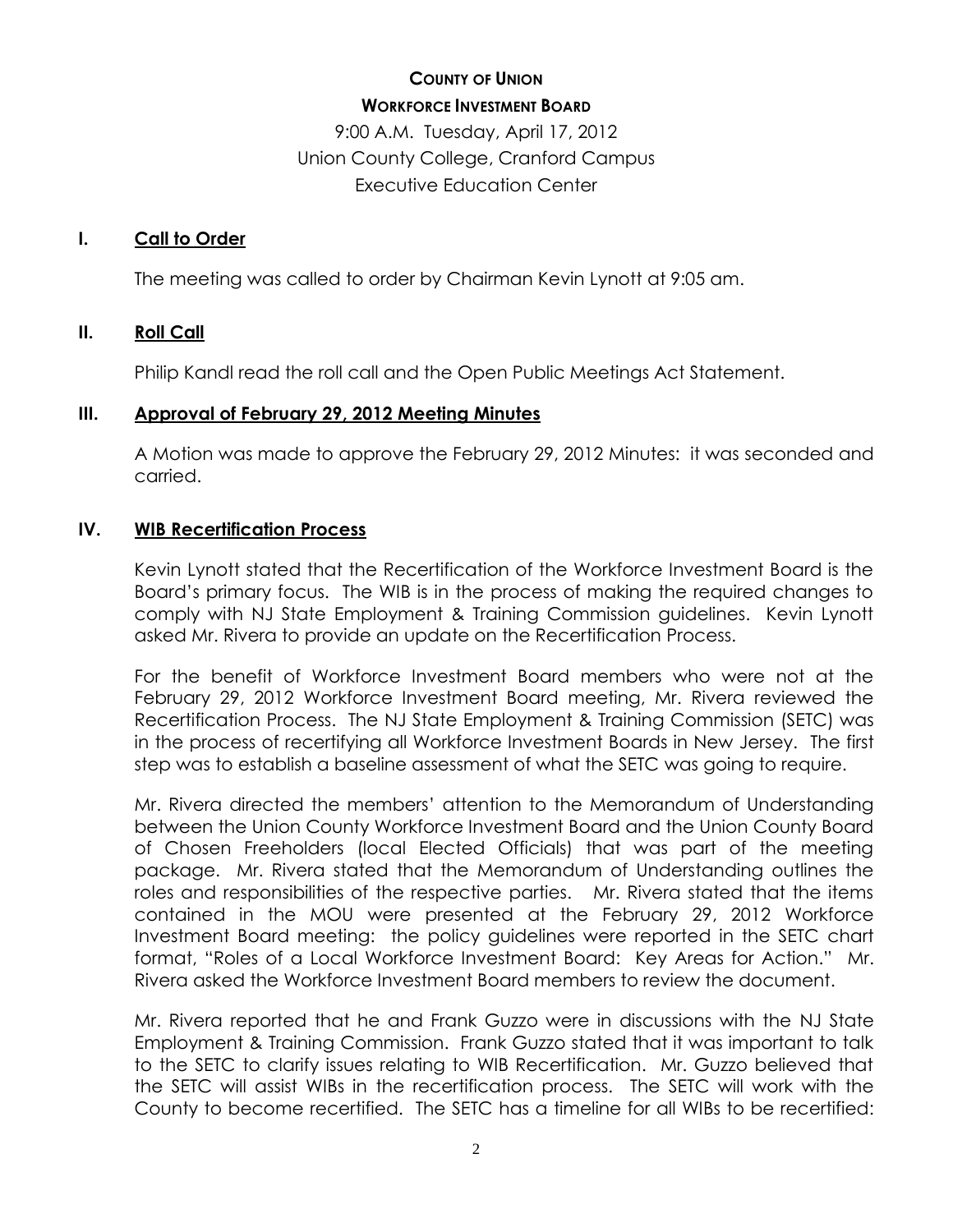**COUNTY OF UNION**

**WORKFORCE INVESTMENT BOARD**

9:00 A.M. Tuesday, April 17, 2012
Union County College, Cranford Campus
Executive Education Center

## I. Call to Order

The meeting was called to order by Chairman Kevin Lynott at 9:05 am.

## II. Roll Call

Philip Kandl read the roll call and the Open Public Meetings Act Statement.

## III. Approval of February 29, 2012 Meeting Minutes

A Motion was made to approve the February 29, 2012 Minutes: it was seconded and carried.

## IV. WIB Recertification Process

Kevin Lynott stated that the Recertification of the Workforce Investment Board is the Board's primary focus. The WIB is in the process of making the required changes to comply with NJ State Employment & Training Commission guidelines. Kevin Lynott asked Mr. Rivera to provide an update on the Recertification Process.

For the benefit of Workforce Investment Board members who were not at the February 29, 2012 Workforce Investment Board meeting, Mr. Rivera reviewed the Recertification Process. The NJ State Employment & Training Commission (SETC) was in the process of recertifying all Workforce Investment Boards in New Jersey. The first step was to establish a baseline assessment of what the SETC was going to require.

Mr. Rivera directed the members' attention to the Memorandum of Understanding between the Union County Workforce Investment Board and the Union County Board of Chosen Freeholders (local Elected Officials) that was part of the meeting package. Mr. Rivera stated that the Memorandum of Understanding outlines the roles and responsibilities of the respective parties. Mr. Rivera stated that the items contained in the MOU were presented at the February 29, 2012 Workforce Investment Board meeting: the policy guidelines were reported in the SETC chart format, "Roles of a Local Workforce Investment Board: Key Areas for Action." Mr. Rivera asked the Workforce Investment Board members to review the document.

Mr. Rivera reported that he and Frank Guzzo were in discussions with the NJ State Employment & Training Commission. Frank Guzzo stated that it was important to talk to the SETC to clarify issues relating to WIB Recertification. Mr. Guzzo believed that the SETC will assist WIBs in the recertification process. The SETC will work with the County to become recertified. The SETC has a timeline for all WIBs to be recertified: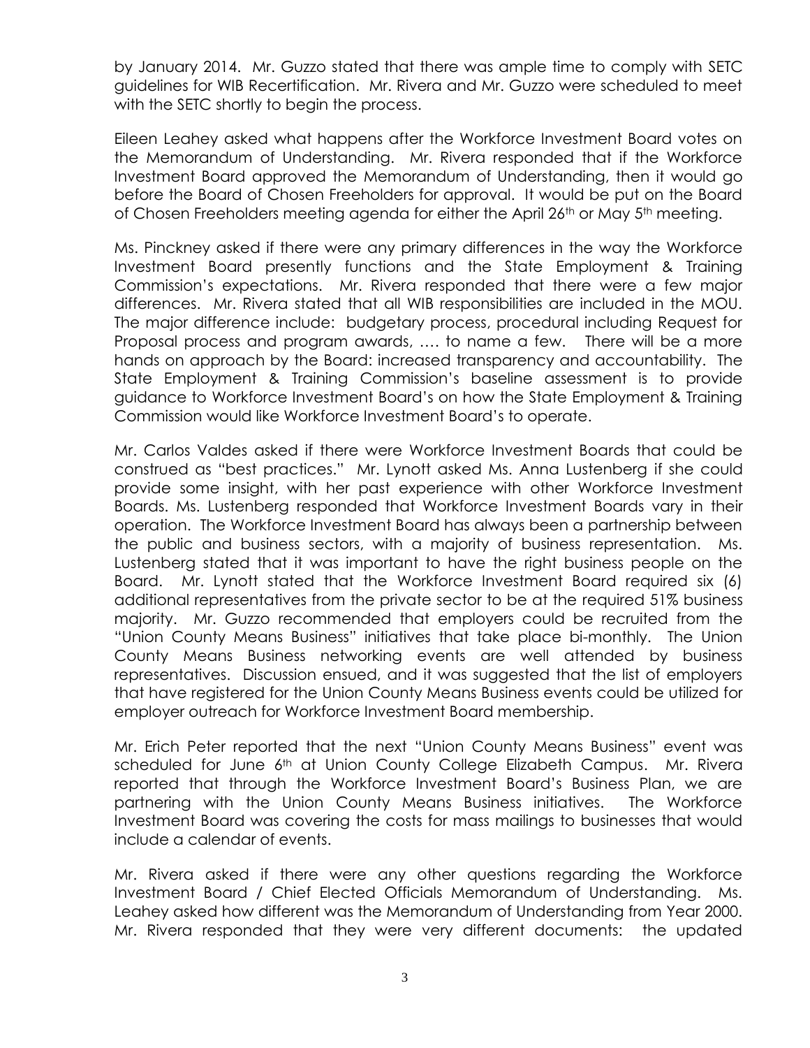by January 2014. Mr. Guzzo stated that there was ample time to comply with SETC guidelines for WIB Recertification. Mr. Rivera and Mr. Guzzo were scheduled to meet with the SETC shortly to begin the process.

Eileen Leahey asked what happens after the Workforce Investment Board votes on the Memorandum of Understanding. Mr. Rivera responded that if the Workforce Investment Board approved the Memorandum of Understanding, then it would go before the Board of Chosen Freeholders for approval. It would be put on the Board of Chosen Freeholders meeting agenda for either the April 26th or May 5th meeting.

Ms. Pinckney asked if there were any primary differences in the way the Workforce Investment Board presently functions and the State Employment & Training Commission's expectations. Mr. Rivera responded that there were a few major differences. Mr. Rivera stated that all WIB responsibilities are included in the MOU. The major difference include: budgetary process, procedural including Request for Proposal process and program awards, …. to name a few. There will be a more hands on approach by the Board: increased transparency and accountability. The State Employment & Training Commission's baseline assessment is to provide guidance to Workforce Investment Board's on how the State Employment & Training Commission would like Workforce Investment Board's to operate.

Mr. Carlos Valdes asked if there were Workforce Investment Boards that could be construed as "best practices." Mr. Lynott asked Ms. Anna Lustenberg if she could provide some insight, with her past experience with other Workforce Investment Boards. Ms. Lustenberg responded that Workforce Investment Boards vary in their operation. The Workforce Investment Board has always been a partnership between the public and business sectors, with a majority of business representation. Ms. Lustenberg stated that it was important to have the right business people on the Board. Mr. Lynott stated that the Workforce Investment Board required six (6) additional representatives from the private sector to be at the required 51% business majority. Mr. Guzzo recommended that employers could be recruited from the "Union County Means Business" initiatives that take place bi-monthly. The Union County Means Business networking events are well attended by business representatives. Discussion ensued, and it was suggested that the list of employers that have registered for the Union County Means Business events could be utilized for employer outreach for Workforce Investment Board membership.

Mr. Erich Peter reported that the next "Union County Means Business" event was scheduled for June 6th at Union County College Elizabeth Campus. Mr. Rivera reported that through the Workforce Investment Board's Business Plan, we are partnering with the Union County Means Business initiatives. The Workforce Investment Board was covering the costs for mass mailings to businesses that would include a calendar of events.

Mr. Rivera asked if there were any other questions regarding the Workforce Investment Board / Chief Elected Officials Memorandum of Understanding. Ms. Leahey asked how different was the Memorandum of Understanding from Year 2000. Mr. Rivera responded that they were very different documents: the updated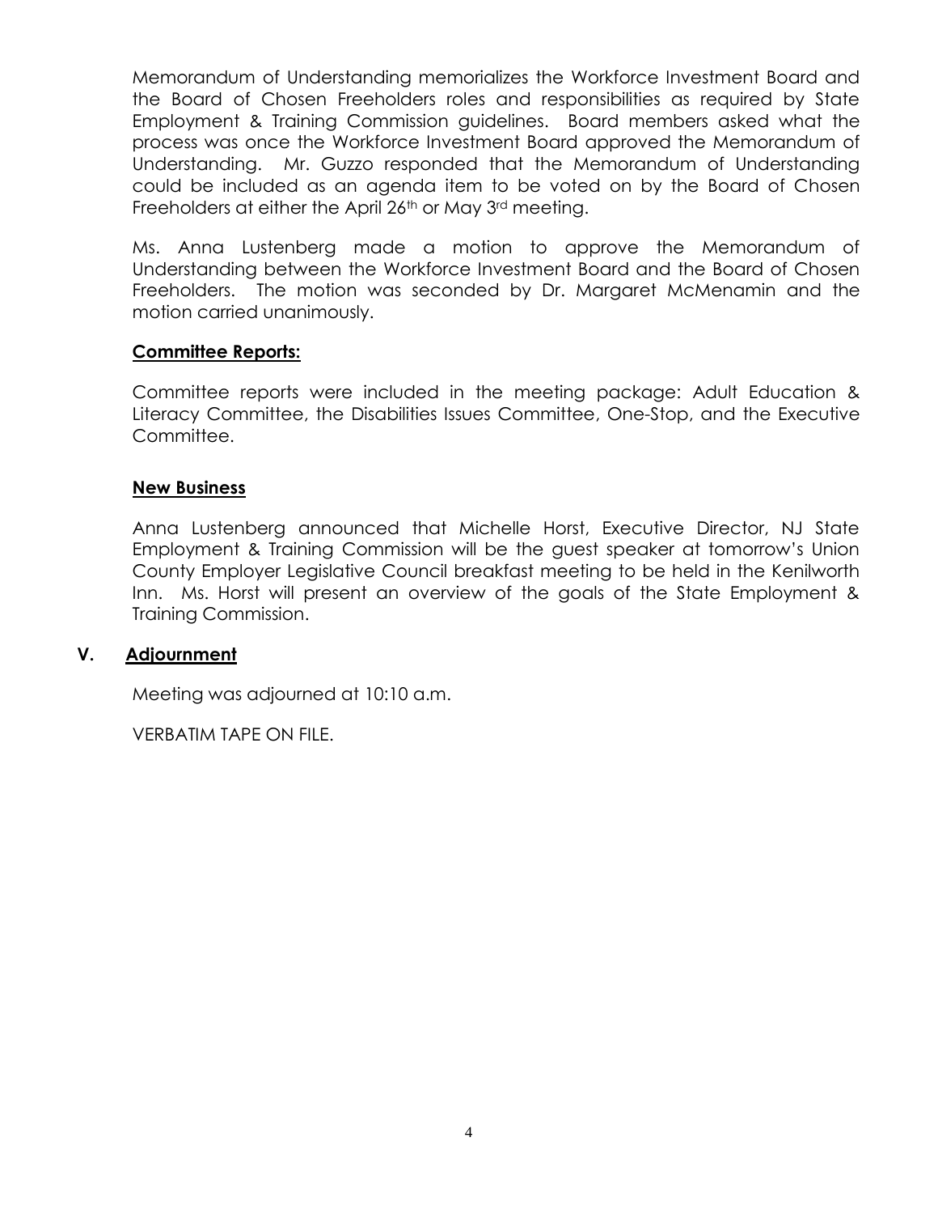Memorandum of Understanding memorializes the Workforce Investment Board and the Board of Chosen Freeholders roles and responsibilities as required by State Employment & Training Commission guidelines. Board members asked what the process was once the Workforce Investment Board approved the Memorandum of Understanding. Mr. Guzzo responded that the Memorandum of Understanding could be included as an agenda item to be voted on by the Board of Chosen Freeholders at either the April 26th or May 3rd meeting.

Ms. Anna Lustenberg made a motion to approve the Memorandum of Understanding between the Workforce Investment Board and the Board of Chosen Freeholders. The motion was seconded by Dr. Margaret McMenamin and the motion carried unanimously.

**Committee Reports:**

Committee reports were included in the meeting package: Adult Education & Literacy Committee, the Disabilities Issues Committee, One-Stop, and the Executive Committee.

**New Business**

Anna Lustenberg announced that Michelle Horst, Executive Director, NJ State Employment & Training Commission will be the guest speaker at tomorrow's Union County Employer Legislative Council breakfast meeting to be held in the Kenilworth Inn. Ms. Horst will present an overview of the goals of the State Employment & Training Commission.

## V. Adjournment

Meeting was adjourned at 10:10 a.m.

VERBATIM TAPE ON FILE.